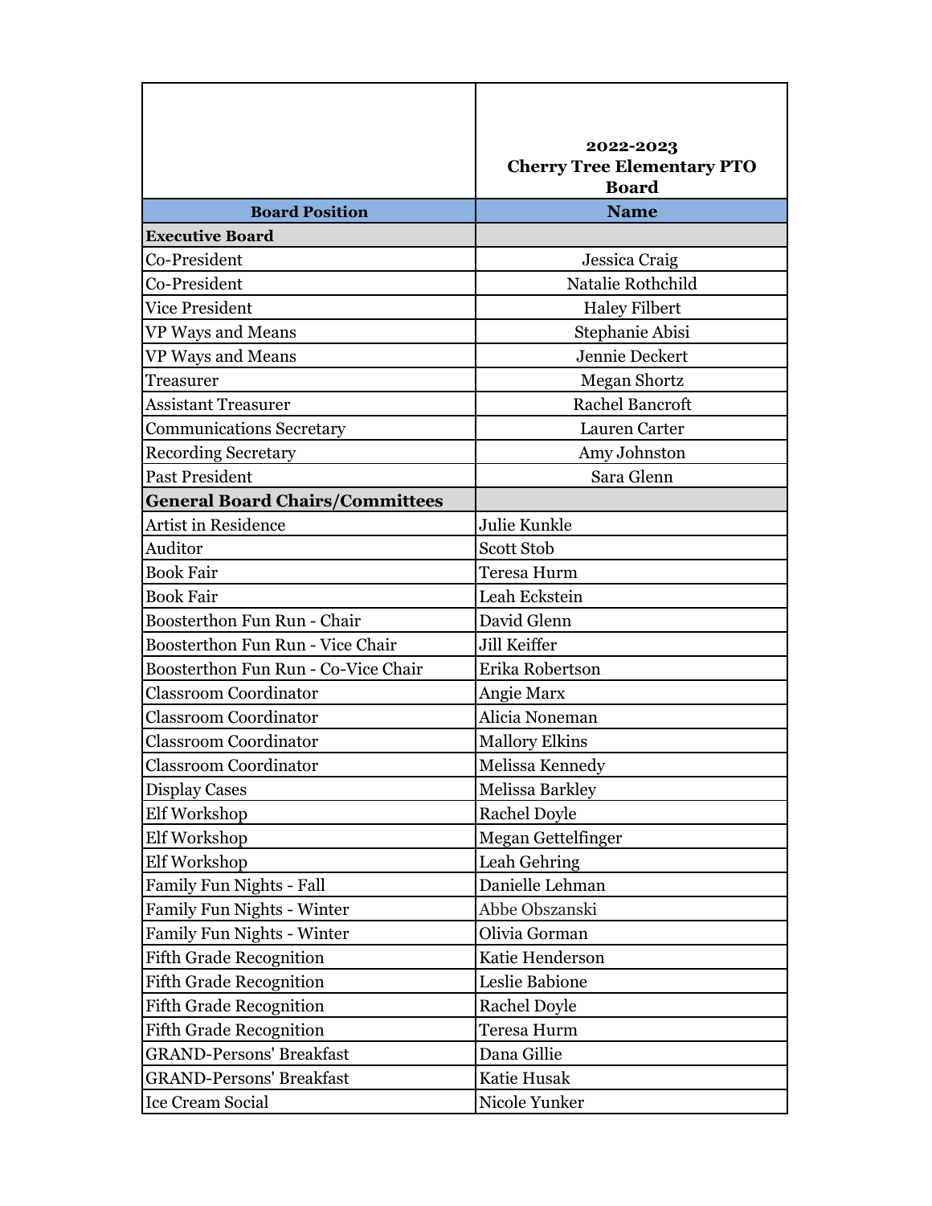| | 2022-2023 Cherry Tree Elementary PTO Board |
|---|---|
| **Board Position** | **Name** |
| **Executive Board** | |
| Co-President | Jessica Craig |
| Co-President | Natalie Rothchild |
| Vice President | Haley Filbert |
| VP Ways and Means | Stephanie Abisi |
| VP Ways and Means | Jennie Deckert |
| Treasurer | Megan Shortz |
| Assistant Treasurer | Rachel Bancroft |
| Communications Secretary | Lauren Carter |
| Recording Secretary | Amy Johnston |
| Past President | Sara Glenn |
| **General Board Chairs/Committees** | |
| Artist in Residence | Julie Kunkle |
| Auditor | Scott Stob |
| Book Fair | Teresa Hurm |
| Book Fair | Leah Eckstein |
| Boosterthon Fun Run - Chair | David Glenn |
| Boosterthon Fun Run - Vice Chair | Jill Keiffer |
| Boosterthon Fun Run - Co-Vice Chair | Erika Robertson |
| Classroom Coordinator | Angie Marx |
| Classroom Coordinator | Alicia Noneman |
| Classroom Coordinator | Mallory Elkins |
| Classroom Coordinator | Melissa Kennedy |
| Display Cases | Melissa Barkley |
| Elf Workshop | Rachel Doyle |
| Elf Workshop | Megan Gettelfinger |
| Elf Workshop | Leah Gehring |
| Family Fun Nights - Fall | Danielle Lehman |
| Family Fun Nights - Winter | Abbe Obszanski |
| Family Fun Nights - Winter | Olivia Gorman |
| Fifth Grade Recognition | Katie Henderson |
| Fifth Grade Recognition | Leslie Babione |
| Fifth Grade Recognition | Rachel Doyle |
| Fifth Grade Recognition | Teresa Hurm |
| GRAND-Persons' Breakfast | Dana Gillie |
| GRAND-Persons' Breakfast | Katie Husak |
| Ice Cream Social | Nicole Yunker |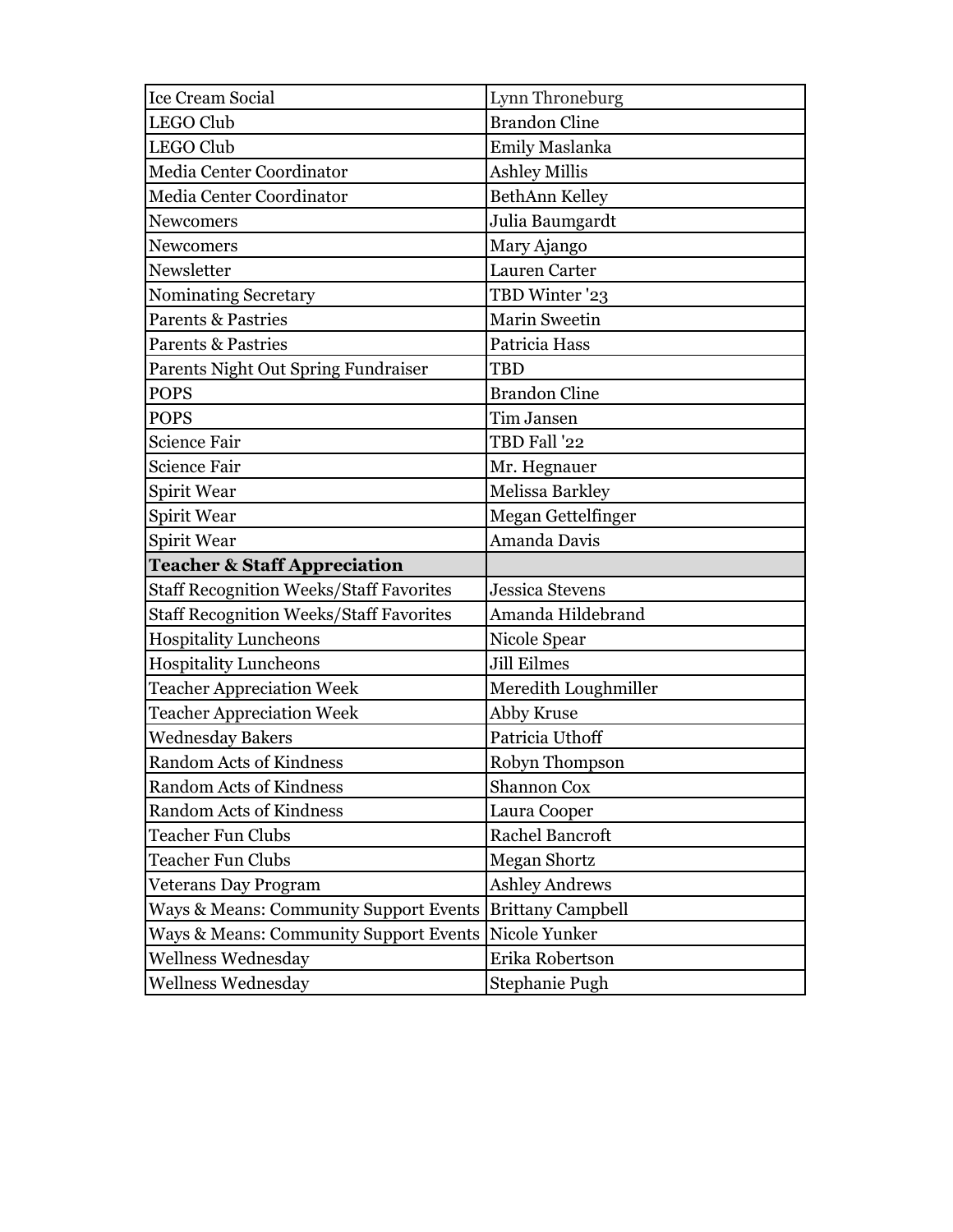| | |
|---|---|
| Ice Cream Social | Lynn Throneburg |
| LEGO Club | Brandon Cline |
| LEGO Club | Emily Maslanka |
| Media Center Coordinator | Ashley Millis |
| Media Center Coordinator | BethAnn Kelley |
| Newcomers | Julia Baumgardt |
| Newcomers | Mary Ajango |
| Newsletter | Lauren Carter |
| Nominating Secretary | TBD Winter '23 |
| Parents & Pastries | Marin Sweetin |
| Parents & Pastries | Patricia Hass |
| Parents Night Out Spring Fundraiser | TBD |
| POPS | Brandon Cline |
| POPS | Tim Jansen |
| Science Fair | TBD Fall '22 |
| Science Fair | Mr. Hegnauer |
| Spirit Wear | Melissa Barkley |
| Spirit Wear | Megan Gettelfinger |
| Spirit Wear | Amanda Davis |
| **Teacher & Staff Appreciation** | |
| Staff Recognition Weeks/Staff Favorites | Jessica Stevens |
| Staff Recognition Weeks/Staff Favorites | Amanda Hildebrand |
| Hospitality Luncheons | Nicole Spear |
| Hospitality Luncheons | Jill Eilmes |
| Teacher Appreciation Week | Meredith Loughmiller |
| Teacher Appreciation Week | Abby Kruse |
| Wednesday Bakers | Patricia Uthoff |
| Random Acts of Kindness | Robyn Thompson |
| Random Acts of Kindness | Shannon Cox |
| Random Acts of Kindness | Laura Cooper |
| Teacher Fun Clubs | Rachel Bancroft |
| Teacher Fun Clubs | Megan Shortz |
| Veterans Day Program | Ashley Andrews |
| Ways & Means: Community Support Events | Brittany Campbell |
| Ways & Means: Community Support Events | Nicole Yunker |
| Wellness Wednesday | Erika Robertson |
| Wellness Wednesday | Stephanie Pugh |